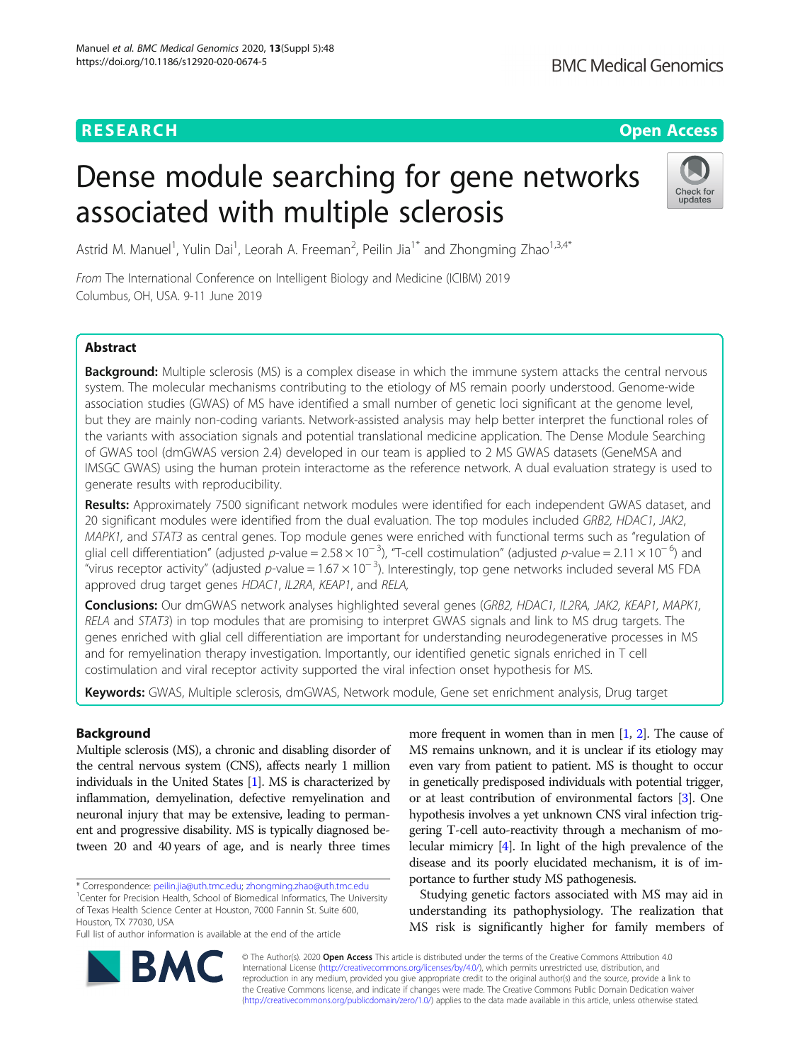**RESEARCH** **Open Access**

# Dense module searching for gene networks associated with multiple sclerosis

Astrid M. Manuel[1], Yulin Dai[1], Leorah A. Freeman[2], Peilin Jia[1*] and Zhongming Zhao[1,3,4*]

*From* The International Conference on Intelligent Biology and Medicine (ICIBM) 2019
Columbus, OH, USA. 9-11 June 2019

## Abstract

**Background:** Multiple sclerosis (MS) is a complex disease in which the immune system attacks the central nervous system. The molecular mechanisms contributing to the etiology of MS remain poorly understood. Genome-wide association studies (GWAS) of MS have identified a small number of genetic loci significant at the genome level, but they are mainly non-coding variants. Network-assisted analysis may help better interpret the functional roles of the variants with association signals and potential translational medicine application. The Dense Module Searching of GWAS tool (dmGWAS version 2.4) developed in our team is applied to 2 MS GWAS datasets (GeneMSA and IMSGC GWAS) using the human protein interactome as the reference network. A dual evaluation strategy is used to generate results with reproducibility.

**Results:** Approximately 7500 significant network modules were identified for each independent GWAS dataset, and 20 significant modules were identified from the dual evaluation. The top modules included *GRB2*, *HDAC1*, *JAK2*, *MAPK1*, and *STAT3* as central genes. Top module genes were enriched with functional terms such as "regulation of glial cell differentiation" (adjusted *p*-value = $2.58 \times 10^{-3}$), "T-cell costimulation" (adjusted *p*-value = $2.11 \times 10^{-6}$) and "virus receptor activity" (adjusted *p*-value = $1.67 \times 10^{-3}$). Interestingly, top gene networks included several MS FDA approved drug target genes *HDAC1*, *IL2RA*, *KEAP1*, and *RELA*,

**Conclusions:** Our dmGWAS network analyses highlighted several genes (*GRB2*, *HDAC1*, *IL2RA*, *JAK2*, *KEAP1*, *MAPK1*, *RELA* and *STAT3*) in top modules that are promising to interpret GWAS signals and link to MS drug targets. The genes enriched with glial cell differentiation are important for understanding neurodegenerative processes in MS and for remyelination therapy investigation. Importantly, our identified genetic signals enriched in T cell costimulation and viral receptor activity supported the viral infection onset hypothesis for MS.

**Keywords:** GWAS, Multiple sclerosis, dmGWAS, Network module, Gene set enrichment analysis, Drug target

## Background

Multiple sclerosis (MS), a chronic and disabling disorder of the central nervous system (CNS), affects nearly 1 million individuals in the United States [1]. MS is characterized by inflammation, demyelination, defective remyelination and neuronal injury that may be extensive, leading to permanent and progressive disability. MS is typically diagnosed between 20 and 40 years of age, and is nearly three times more frequent in women than in men [1, 2]. The cause of MS remains unknown, and it is unclear if its etiology may even vary from patient to patient. MS is thought to occur in genetically predisposed individuals with potential trigger, or at least contribution of environmental factors [3]. One hypothesis involves a yet unknown CNS viral infection triggering T-cell auto-reactivity through a mechanism of molecular mimicry [4]. In light of the high prevalence of the disease and its poorly elucidated mechanism, it is of importance to further study MS pathogenesis.

Studying genetic factors associated with MS may aid in understanding its pathophysiology. The realization that MS risk is significantly higher for family members of

\* Correspondence: peilin.jia@uth.tmc.edu; zhongming.zhao@uth.tmc.edu
[1]Center for Precision Health, School of Biomedical Informatics, The University of Texas Health Science Center at Houston, 7000 Fannin St. Suite 600, Houston, TX 77030, USA
Full list of author information is available at the end of the article

© The Author(s). 2020 **Open Access** This article is distributed under the terms of the Creative Commons Attribution 4.0 International License (http://creativecommons.org/licenses/by/4.0/), which permits unrestricted use, distribution, and reproduction in any medium, provided you give appropriate credit to the original author(s) and the source, provide a link to the Creative Commons license, and indicate if changes were made. The Creative Commons Public Domain Dedication waiver (http://creativecommons.org/publicdomain/zero/1.0/) applies to the data made available in this article, unless otherwise stated.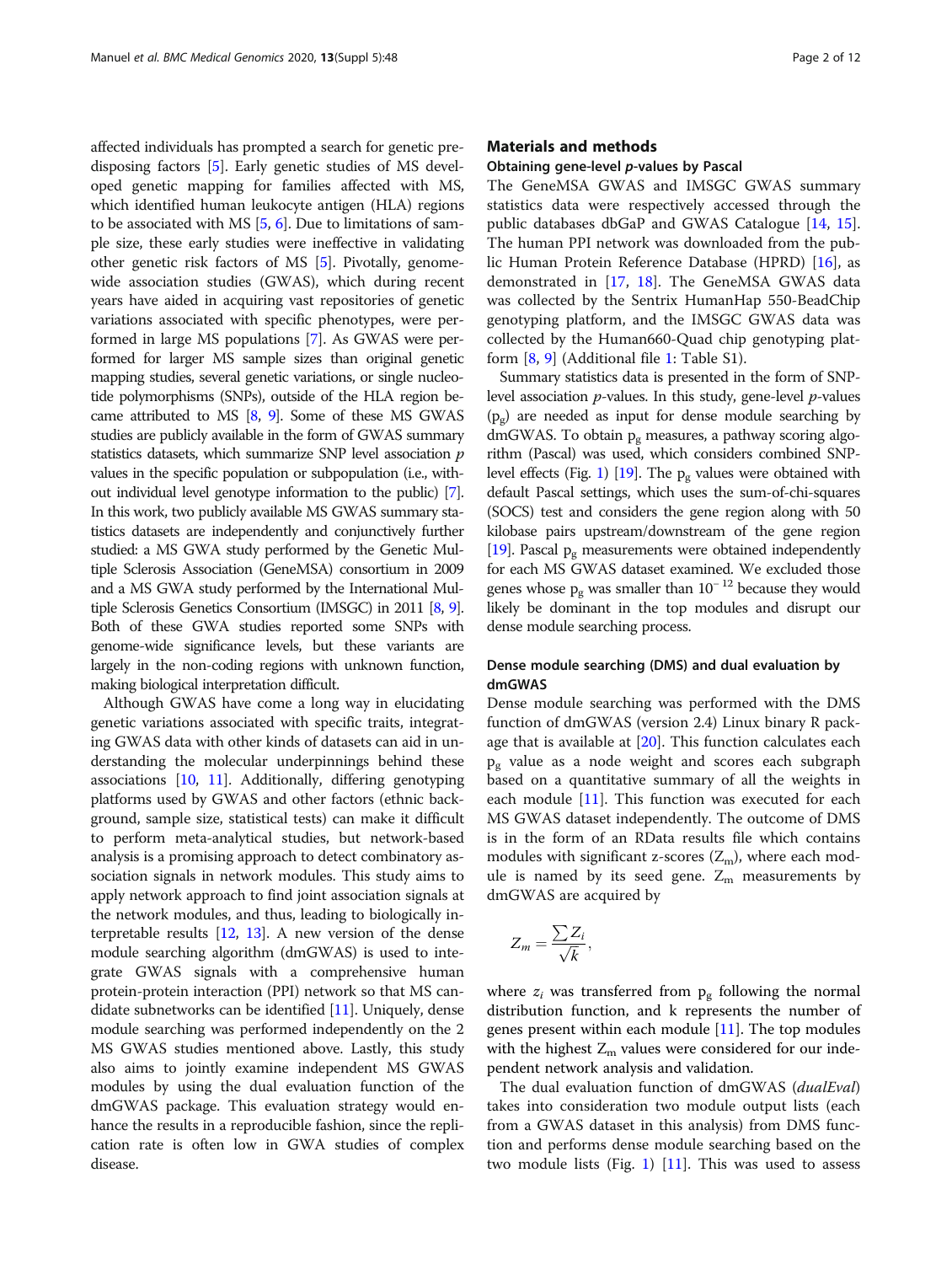affected individuals has prompted a search for genetic predisposing factors [5]. Early genetic studies of MS developed genetic mapping for families affected with MS, which identified human leukocyte antigen (HLA) regions to be associated with MS [5, 6]. Due to limitations of sample size, these early studies were ineffective in validating other genetic risk factors of MS [5]. Pivotally, genome-wide association studies (GWAS), which during recent years have aided in acquiring vast repositories of genetic variations associated with specific phenotypes, were performed in large MS populations [7]. As GWAS were performed for larger MS sample sizes than original genetic mapping studies, several genetic variations, or single nucleotide polymorphisms (SNPs), outside of the HLA region became attributed to MS [8, 9]. Some of these MS GWAS studies are publicly available in the form of GWAS summary statistics datasets, which summarize SNP level association *p* values in the specific population or subpopulation (i.e., without individual level genotype information to the public) [7]. In this work, two publicly available MS GWAS summary statistics datasets are independently and conjunctively further studied: a MS GWA study performed by the Genetic Multiple Sclerosis Association (GeneMSA) consortium in 2009 and a MS GWA study performed by the International Multiple Sclerosis Genetics Consortium (IMSGC) in 2011 [8, 9]. Both of these GWA studies reported some SNPs with genome-wide significance levels, but these variants are largely in the non-coding regions with unknown function, making biological interpretation difficult.

Although GWAS have come a long way in elucidating genetic variations associated with specific traits, integrating GWAS data with other kinds of datasets can aid in understanding the molecular underpinnings behind these associations [10, 11]. Additionally, differing genotyping platforms used by GWAS and other factors (ethnic background, sample size, statistical tests) can make it difficult to perform meta-analytical studies, but network-based analysis is a promising approach to detect combinatory association signals in network modules. This study aims to apply network approach to find joint association signals at the network modules, and thus, leading to biologically interpretable results [12, 13]. A new version of the dense module searching algorithm (dmGWAS) is used to integrate GWAS signals with a comprehensive human protein-protein interaction (PPI) network so that MS candidate subnetworks can be identified [11]. Uniquely, dense module searching was performed independently on the 2 MS GWAS studies mentioned above. Lastly, this study also aims to jointly examine independent MS GWAS modules by using the dual evaluation function of the dmGWAS package. This evaluation strategy would enhance the results in a reproducible fashion, since the replication rate is often low in GWA studies of complex disease.

## Materials and methods

### Obtaining gene-level *p*-values by Pascal

The GeneMSA GWAS and IMSGC GWAS summary statistics data were respectively accessed through the public databases dbGaP and GWAS Catalogue [14, 15]. The human PPI network was downloaded from the public Human Protein Reference Database (HPRD) [16], as demonstrated in [17, 18]. The GeneMSA GWAS data was collected by the Sentrix HumanHap 550-BeadChip genotyping platform, and the IMSGC GWAS data was collected by the Human660-Quad chip genotyping platform [8, 9] (Additional file 1: Table S1).

Summary statistics data is presented in the form of SNP-level association *p*-values. In this study, gene-level *p*-values ($p_g$) are needed as input for dense module searching by dmGWAS. To obtain $p_g$ measures, a pathway scoring algorithm (Pascal) was used, which considers combined SNP-level effects (Fig. 1) [19]. The $p_g$ values were obtained with default Pascal settings, which uses the sum-of-chi-squares (SOCS) test and considers the gene region along with 50 kilobase pairs upstream/downstream of the gene region [19]. Pascal $p_g$ measurements were obtained independently for each MS GWAS dataset examined. We excluded those genes whose $p_g$ was smaller than $10^{-12}$ because they would likely be dominant in the top modules and disrupt our dense module searching process.

### Dense module searching (DMS) and dual evaluation by dmGWAS

Dense module searching was performed with the DMS function of dmGWAS (version 2.4) Linux binary R package that is available at [20]. This function calculates each $p_g$ value as a node weight and scores each subgraph based on a quantitative summary of all the weights in each module [11]. This function was executed for each MS GWAS dataset independently. The outcome of DMS is in the form of an RData results file which contains modules with significant z-scores ($Z_m$), where each module is named by its seed gene. $Z_m$ measurements by dmGWAS are acquired by

$$Z_m = \frac{\sum Z_i}{\sqrt{k}},$$

where $z_i$ was transferred from $p_g$ following the normal distribution function, and k represents the number of genes present within each module [11]. The top modules with the highest $Z_m$ values were considered for our independent network analysis and validation.

The dual evaluation function of dmGWAS (*dualEval*) takes into consideration two module output lists (each from a GWAS dataset in this analysis) from DMS function and performs dense module searching based on the two module lists (Fig. 1) [11]. This was used to assess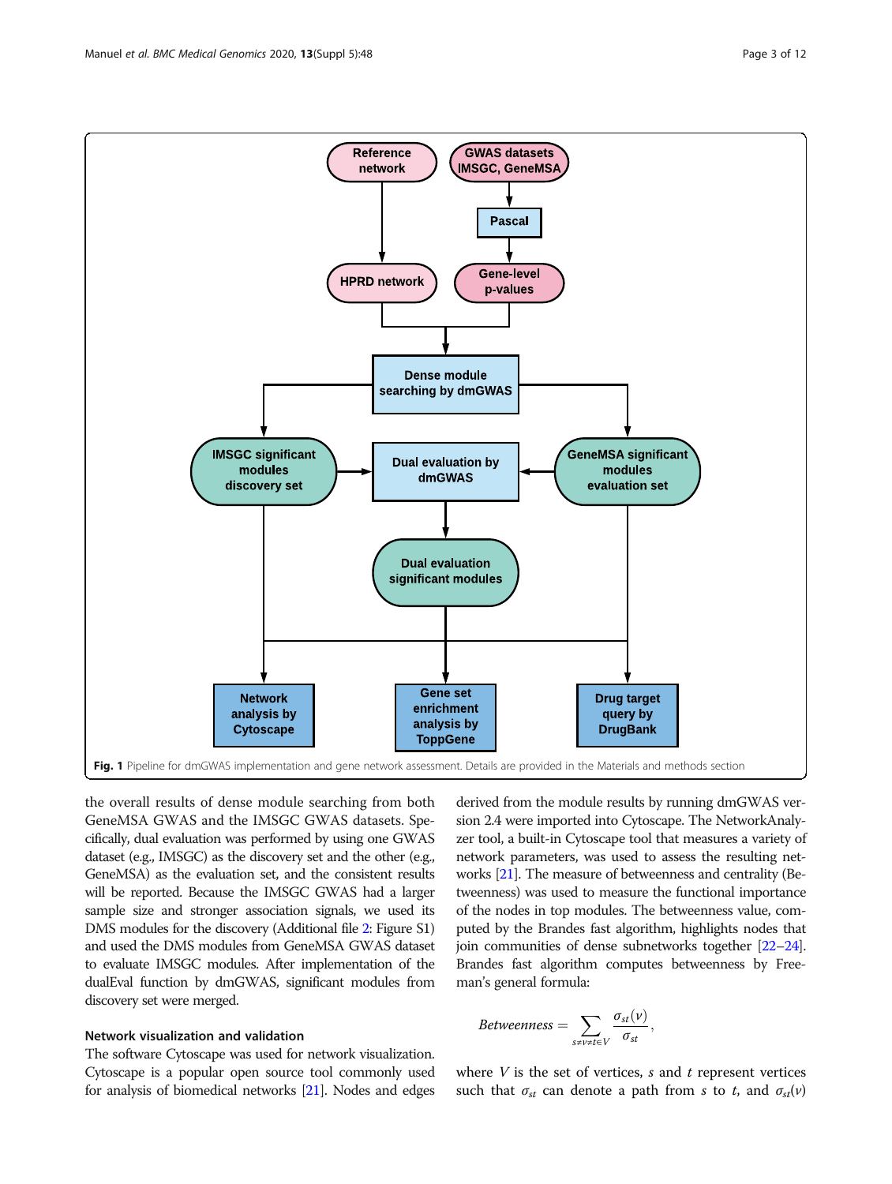Fig. 1 Pipeline for dmGWAS implementation and gene network assessment. Details are provided in the Materials and methods section

the overall results of dense module searching from both GeneMSA GWAS and the IMSGC GWAS datasets. Specifically, dual evaluation was performed by using one GWAS dataset (e.g., IMSGC) as the discovery set and the other (e.g., GeneMSA) as the evaluation set, and the consistent results will be reported. Because the IMSGC GWAS had a larger sample size and stronger association signals, we used its DMS modules for the discovery (Additional file 2: Figure S1) and used the DMS modules from GeneMSA GWAS dataset to evaluate IMSGC modules. After implementation of the dualEval function by dmGWAS, significant modules from discovery set were merged.

### Network visualization and validation

The software Cytoscape was used for network visualization. Cytoscape is a popular open source tool commonly used for analysis of biomedical networks [21]. Nodes and edges derived from the module results by running dmGWAS version 2.4 were imported into Cytoscape. The NetworkAnalyzer tool, a built-in Cytoscape tool that measures a variety of network parameters, was used to assess the resulting networks [21]. The measure of betweenness and centrality (Betweenness) was used to measure the functional importance of the nodes in top modules. The betweenness value, computed by the Brandes fast algorithm, highlights nodes that join communities of dense subnetworks together [22–24]. Brandes fast algorithm computes betweenness by Freeman's general formula:

$$Betweenness = \sum_{s \neq v \neq t \in V} \frac{\sigma_{st}(v)}{\sigma_{st}},$$

where $V$ is the set of vertices, $s$ and $t$ represent vertices such that $\sigma_{st}$ can denote a path from $s$ to $t$, and $\sigma_{st}(v)$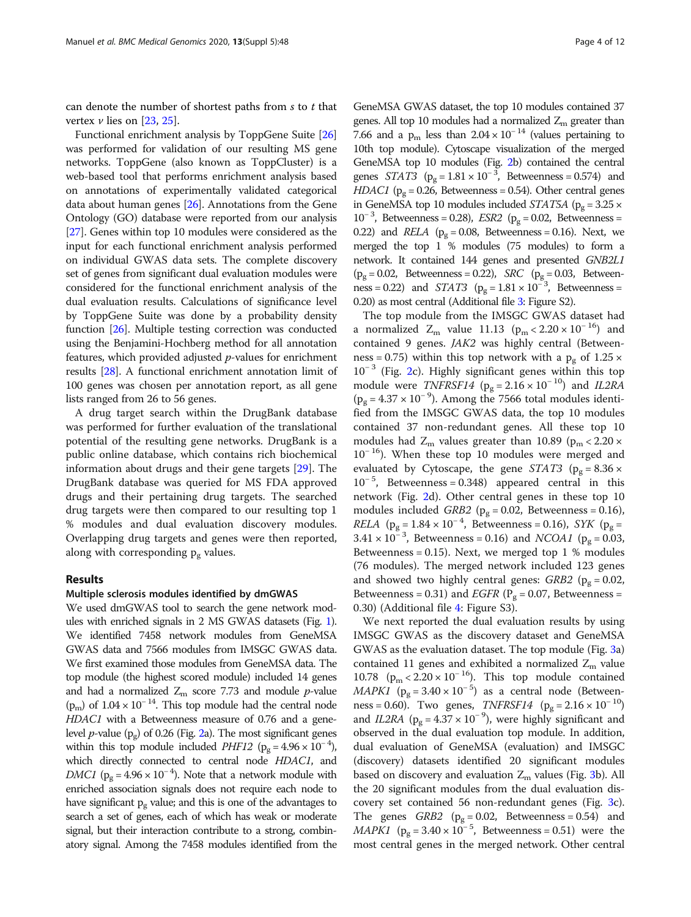can denote the number of shortest paths from $s$ to $t$ that vertex $v$ lies on [23, 25].

Functional enrichment analysis by ToppGene Suite [26] was performed for validation of our resulting MS gene networks. ToppGene (also known as ToppCluster) is a web-based tool that performs enrichment analysis based on annotations of experimentally validated categorical data about human genes [26]. Annotations from the Gene Ontology (GO) database were reported from our analysis [27]. Genes within top 10 modules were considered as the input for each functional enrichment analysis performed on individual GWAS data sets. The complete discovery set of genes from significant dual evaluation modules were considered for the functional enrichment analysis of the dual evaluation results. Calculations of significance level by ToppGene Suite was done by a probability density function [26]. Multiple testing correction was conducted using the Benjamini-Hochberg method for all annotation features, which provided adjusted $p$-values for enrichment results [28]. A functional enrichment annotation limit of 100 genes was chosen per annotation report, as all gene lists ranged from 26 to 56 genes.

A drug target search within the DrugBank database was performed for further evaluation of the translational potential of the resulting gene networks. DrugBank is a public online database, which contains rich biochemical information about drugs and their gene targets [29]. The DrugBank database was queried for MS FDA approved drugs and their pertaining drug targets. The searched drug targets were then compared to our resulting top 1 % modules and dual evaluation discovery modules. Overlapping drug targets and genes were then reported, along with corresponding $p_g$ values.

## Results

### Multiple sclerosis modules identified by dmGWAS

We used dmGWAS tool to search the gene network modules with enriched signals in 2 MS GWAS datasets (Fig. 1). We identified 7458 network modules from GeneMSA GWAS data and 7566 modules from IMSGC GWAS data. We first examined those modules from GeneMSA data. The top module (the highest scored module) included 14 genes and had a normalized $Z_m$ score 7.73 and module $p$-value ($p_m$) of $1.04 \times 10^{-14}$. This top module had the central node *HDAC1* with a Betweenness measure of 0.76 and a gene-level $p$-value ($p_g$) of 0.26 (Fig. 2a). The most significant genes within this top module included *PHF12* ($p_g = 4.96 \times 10^{-4}$), which directly connected to central node *HDAC1*, and *DMC1* ($p_g = 4.96 \times 10^{-4}$). Note that a network module with enriched association signals does not require each node to have significant $p_g$ value; and this is one of the advantages to search a set of genes, each of which has weak or moderate signal, but their interaction contribute to a strong, combinatory signal. Among the 7458 modules identified from the GeneMSA GWAS dataset, the top 10 modules contained 37 genes. All top 10 modules had a normalized $Z_m$ greater than 7.66 and a $p_m$ less than $2.04 \times 10^{-14}$ (values pertaining to 10th top module). Cytoscape visualization of the merged GeneMSA top 10 modules (Fig. 2b) contained the central genes *STAT3* ($p_g = 1.81 \times 10^{-3}$, Betweenness = 0.574) and *HDAC1* ($p_g = 0.26$, Betweenness = 0.54). Other central genes in GeneMSA top 10 modules included *STAT5A* ($p_g = 3.25 \times 10^{-3}$, Betweenness = 0.28), *ESR2* ($p_g = 0.02$, Betweenness = 0.22) and *RELA* ($p_g = 0.08$, Betweenness = 0.16). Next, we merged the top 1 % modules (75 modules) to form a network. It contained 144 genes and presented *GNB2L1* ($p_g = 0.02$, Betweenness = 0.22), *SRC* ($p_g = 0.03$, Betweenness = 0.22) and *STAT3* ($p_g = 1.81 \times 10^{-3}$, Betweenness = 0.20) as most central (Additional file 3: Figure S2).

The top module from the IMSGC GWAS dataset had a normalized $Z_m$ value 11.13 ($p_m < 2.20 \times 10^{-16}$) and contained 9 genes. *JAK2* was highly central (Betweenness = 0.75) within this top network with a $p_g$ of $1.25 \times 10^{-3}$ (Fig. 2c). Highly significant genes within this top module were *TNFRSF14* ($p_g = 2.16 \times 10^{-10}$) and *IL2RA* ($p_g = 4.37 \times 10^{-9}$). Among the 7566 total modules identified from the IMSGC GWAS data, the top 10 modules contained 37 non-redundant genes. All these top 10 modules had $Z_m$ values greater than 10.89 ($p_m < 2.20 \times 10^{-16}$). When these top 10 modules were merged and evaluated by Cytoscape, the gene *STAT3* ($p_g = 8.36 \times 10^{-5}$, Betweenness = 0.348) appeared central in this network (Fig. 2d). Other central genes in these top 10 modules included *GRB2* ($p_g = 0.02$, Betweenness = 0.16), *RELA* ($p_g = 1.84 \times 10^{-4}$, Betweenness = 0.16), *SYK* ($p_g = 3.41 \times 10^{-3}$, Betweenness = 0.16) and *NCOA1* ($p_g = 0.03$, Betweenness = 0.15). Next, we merged top 1 % modules (76 modules). The merged network included 123 genes and showed two highly central genes: *GRB2* ($p_g = 0.02$, Betweenness = 0.31) and *EGFR* ($P_g = 0.07$, Betweenness = 0.30) (Additional file 4: Figure S3).

We next reported the dual evaluation results by using IMSGC GWAS as the discovery dataset and GeneMSA GWAS as the evaluation dataset. The top module (Fig. 3a) contained 11 genes and exhibited a normalized $Z_m$ value 10.78 ($p_m < 2.20 \times 10^{-16}$). This top module contained *MAPK1* ($p_g = 3.40 \times 10^{-5}$) as a central node (Betweenness = 0.60). Two genes, *TNFRSF14* ($p_g = 2.16 \times 10^{-10}$) and *IL2RA* ($p_g = 4.37 \times 10^{-9}$), were highly significant and observed in the dual evaluation top module. In addition, dual evaluation of GeneMSA (evaluation) and IMSGC (discovery) datasets identified 20 significant modules based on discovery and evaluation $Z_m$ values (Fig. 3b). All the 20 significant modules from the dual evaluation discovery set contained 56 non-redundant genes (Fig. 3c). The genes *GRB2* ($p_g = 0.02$, Betweenness = 0.54) and *MAPK1* ($p_g = 3.40 \times 10^{-5}$, Betweenness = 0.51) were the most central genes in the merged network. Other central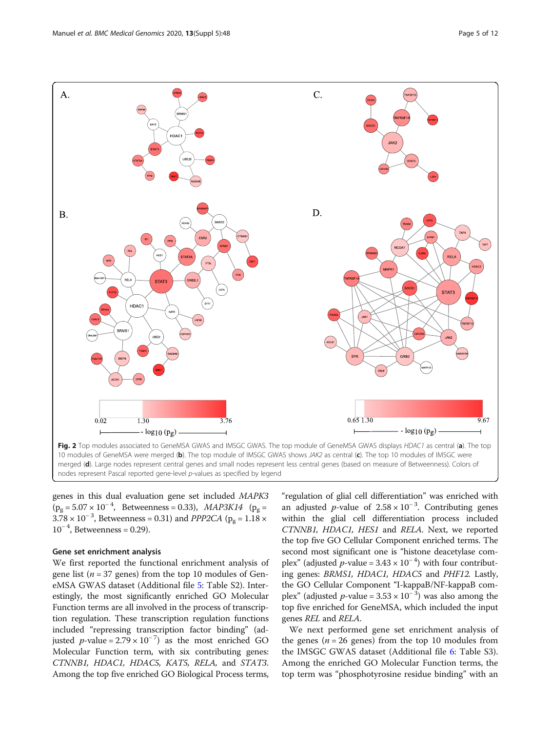**Fig. 2** Top modules associated to GeneMSA GWAS and IMSGC GWAS. The top module of GeneMSA GWAS displays *HDAC1* as central (**a**). The top 10 modules of GeneMSA were merged (**b**). The top module of IMSGC GWAS shows *JAK2* as central (**c**). The top 10 modules of IMSGC were merged (**d**). Large nodes represent central genes and small nodes represent less central genes (based on measure of Betweenness). Colors of nodes represent Pascal reported gene-level *p*-values as specified by legend

genes in this dual evaluation gene set included *MAPK3* ($p_g = 5.07 \times 10^{-4}$, Betweenness = 0.33), *MAP3K14* ($p_g = 3.78 \times 10^{-3}$, Betweenness = 0.31) and *PPP2CA* ($p_g = 1.18 \times 10^{-4}$, Betweenness = 0.29).

### Gene set enrichment analysis

We first reported the functional enrichment analysis of gene list ($n = 37$ genes) from the top 10 modules of GeneMSA GWAS dataset (Additional file 5: Table S2). Interestingly, the most significantly enriched GO Molecular Function terms are all involved in the process of transcription regulation. These transcription regulation functions included "repressing transcription factor binding" (adjusted $p$-value $= 2.79 \times 10^{-7}$) as the most enriched GO Molecular Function term, with six contributing genes: *CTNNB1, HDAC1, HDAC5, KAT5, RELA,* and *STAT3*. Among the top five enriched GO Biological Process terms, "regulation of glial cell differentiation" was enriched with an adjusted $p$-value of $2.58 \times 10^{-3}$. Contributing genes within the glial cell differentiation process included *CTNNB1, HDAC1, HES1* and *RELA*. Next, we reported the top five GO Cellular Component enriched terms. The second most significant one is "histone deacetylase complex" (adjusted $p$-value $= 3.43 \times 10^{-4}$) with four contributing genes: *BRMS1, HDAC1, HDAC5* and *PHF12*. Lastly, the GO Cellular Component "I-kappaB/NF-kappaB complex" (adjusted $p$-value $= 3.53 \times 10^{-3}$) was also among the top five enriched for GeneMSA, which included the input genes *REL* and *RELA*.

We next performed gene set enrichment analysis of the genes ($n = 26$ genes) from the top 10 modules from the IMSGC GWAS dataset (Additional file 6: Table S3). Among the enriched GO Molecular Function terms, the top term was "phosphotyrosine residue binding" with an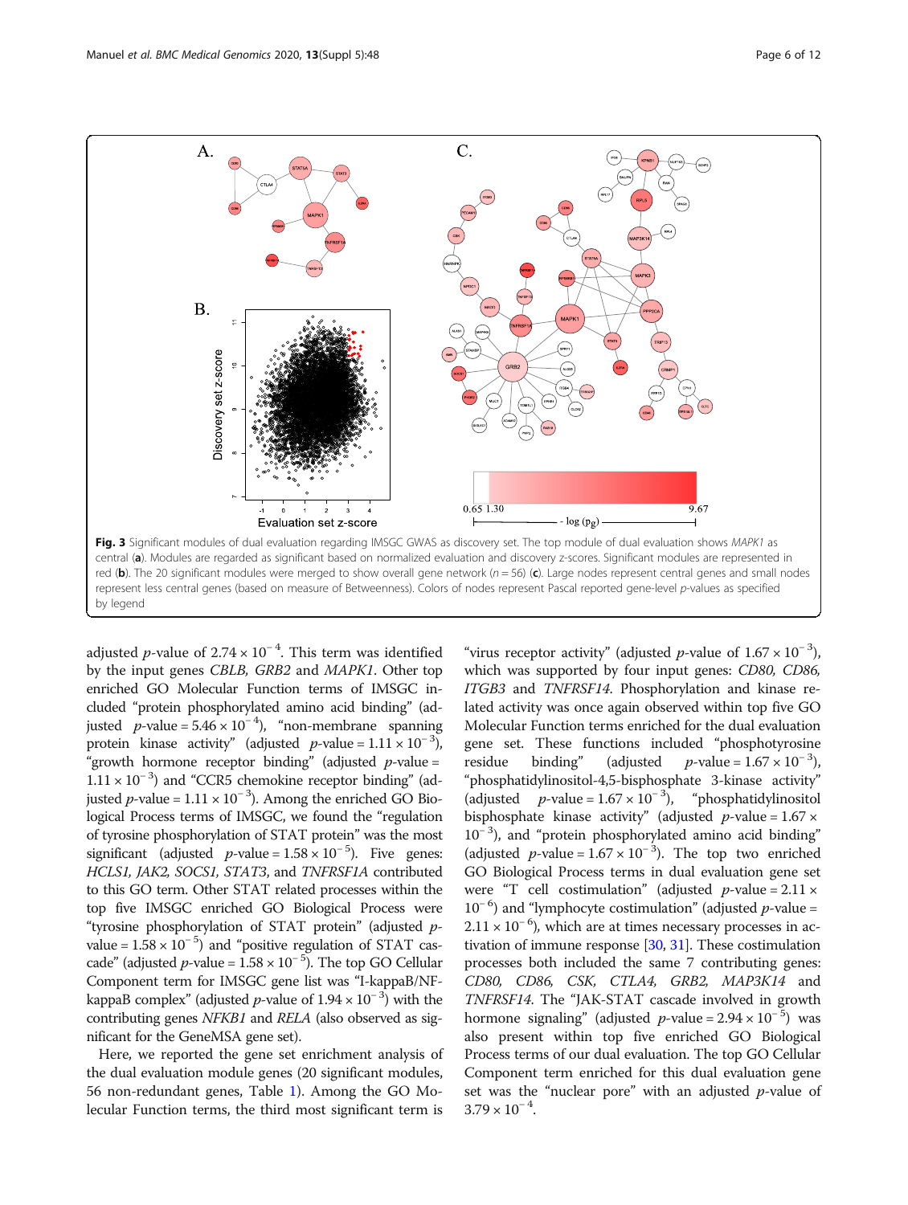Fig. 3 Significant modules of dual evaluation regarding IMSGC GWAS as discovery set. The top module of dual evaluation shows *MAPK1* as central (**a**). Modules are regarded as significant based on normalized evaluation and discovery z-scores. Significant modules are represented in red (**b**). The 20 significant modules were merged to show overall gene network ($n = 56$) (**c**). Large nodes represent central genes and small nodes represent less central genes (based on measure of Betweenness). Colors of nodes represent Pascal reported gene-level p-values as specified by legend

adjusted $p$-value of $2.74 \times 10^{-4}$. This term was identified by the input genes *CBLB*, *GRB2* and *MAPK1*. Other top enriched GO Molecular Function terms of IMSGC included "protein phosphorylated amino acid binding" (adjusted $p$-value $= 5.46 \times 10^{-4}$), "non-membrane spanning protein kinase activity" (adjusted $p$-value $= 1.11 \times 10^{-3}$), "growth hormone receptor binding" (adjusted $p$-value $= 1.11 \times 10^{-3}$) and "CCR5 chemokine receptor binding" (adjusted $p$-value $= 1.11 \times 10^{-3}$). Among the enriched GO Biological Process terms of IMSGC, we found the "regulation of tyrosine phosphorylation of STAT protein" was the most significant (adjusted $p$-value $= 1.58 \times 10^{-5}$). Five genes: *HCLS1, JAK2, SOCS1, STAT3*, and *TNFRSF1A* contributed to this GO term. Other STAT related processes within the top five IMSGC enriched GO Biological Process were "tyrosine phosphorylation of STAT protein" (adjusted $p$-value $= 1.58 \times 10^{-5}$) and "positive regulation of STAT cascade" (adjusted $p$-value $= 1.58 \times 10^{-5}$). The top GO Cellular Component term for IMSGC gene list was "I-kappaB/NF-kappaB complex" (adjusted $p$-value of $1.94 \times 10^{-3}$) with the contributing genes *NFKB1* and *RELA* (also observed as significant for the GeneMSA gene set).

Here, we reported the gene set enrichment analysis of the dual evaluation module genes (20 significant modules, 56 non-redundant genes, Table 1). Among the GO Molecular Function terms, the third most significant term is "virus receptor activity" (adjusted $p$-value of $1.67 \times 10^{-3}$), which was supported by four input genes: *CD80, CD86, ITGB3* and *TNFRSF14*. Phosphorylation and kinase related activity was once again observed within top five GO Molecular Function terms enriched for the dual evaluation gene set. These functions included "phosphotyrosine residue binding" (adjusted $p$-value $= 1.67 \times 10^{-3}$), "phosphatidylinositol-4,5-bisphosphate 3-kinase activity" (adjusted $p$-value $= 1.67 \times 10^{-3}$), "phosphatidylinositol bisphosphate kinase activity" (adjusted $p$-value $= 1.67 \times 10^{-3}$), and "protein phosphorylated amino acid binding" (adjusted $p$-value $= 1.67 \times 10^{-3}$). The top two enriched GO Biological Process terms in dual evaluation gene set were "T cell costimulation" (adjusted $p$-value $= 2.11 \times 10^{-6}$) and "lymphocyte costimulation" (adjusted $p$-value $= 2.11 \times 10^{-6}$), which are at times necessary processes in activation of immune response [30, 31]. These costimulation processes both included the same 7 contributing genes: *CD80, CD86, CSK, CTLA4, GRB2, MAP3K14* and *TNFRSF14*. The "JAK-STAT cascade involved in growth hormone signaling" (adjusted $p$-value $= 2.94 \times 10^{-5}$) was also present within top five enriched GO Biological Process terms of our dual evaluation. The top GO Cellular Component term enriched for this dual evaluation gene set was the "nuclear pore" with an adjusted $p$-value of $3.79 \times 10^{-4}$.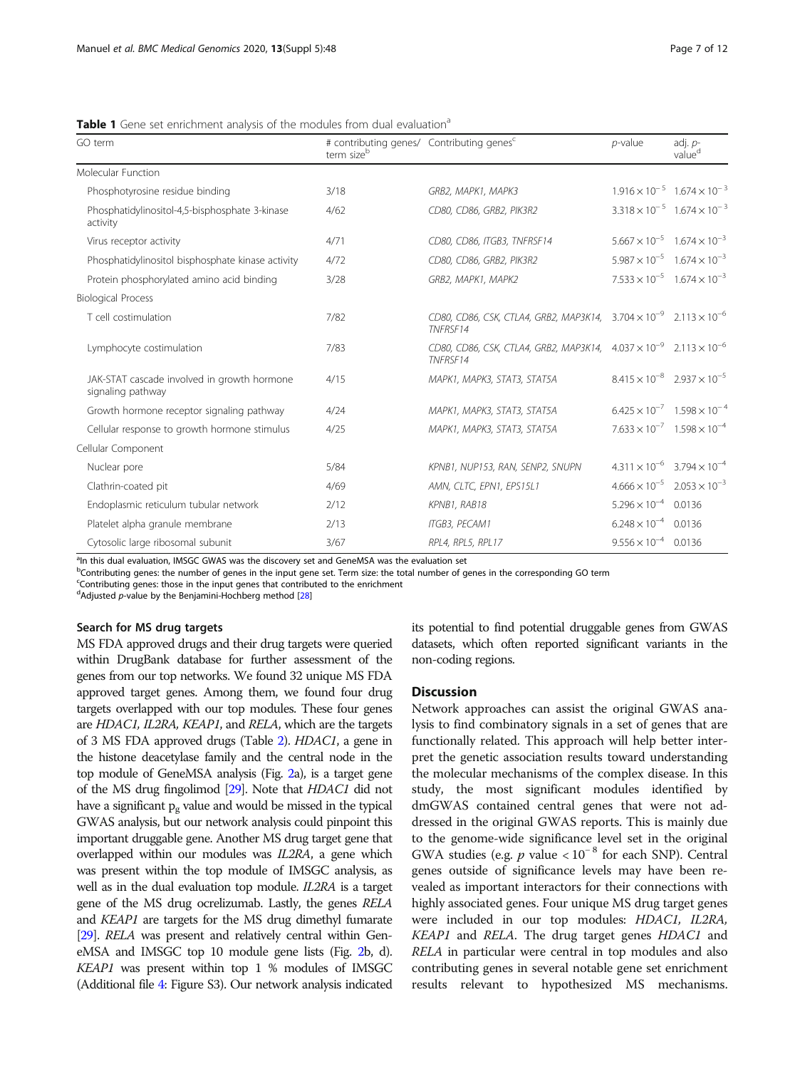**Table 1** Gene set enrichment analysis of the modules from dual evaluation[a]

| GO term | # contributing genes/ term size[b] | Contributing genes[c] | $p$-value | adj. $p$-value[d] |
|---|---|---|---|---|
| Molecular Function | | | | |
| Phosphotyrosine residue binding | 3/18 | *GRB2, MAPK1, MAPK3* | $1.916 \times 10^{-5}$ | $1.674 \times 10^{-3}$ |
| Phosphatidylinositol-4,5-bisphosphate 3-kinase activity | 4/62 | *CD80, CD86, GRB2, PIK3R2* | $3.318 \times 10^{-5}$ | $1.674 \times 10^{-3}$ |
| Virus receptor activity | 4/71 | *CD80, CD86, ITGB3, TNFRSF14* | $5.667 \times 10^{-5}$ | $1.674 \times 10^{-3}$ |
| Phosphatidylinositol bisphosphate kinase activity | 4/72 | *CD80, CD86, GRB2, PIK3R2* | $5.987 \times 10^{-5}$ | $1.674 \times 10^{-3}$ |
| Protein phosphorylated amino acid binding | 3/28 | *GRB2, MAPK1, MAPK2* | $7.533 \times 10^{-5}$ | $1.674 \times 10^{-3}$ |
| Biological Process | | | | |
| T cell costimulation | 7/82 | *CD80, CD86, CSK, CTLA4, GRB2, MAP3K14, TNFRSF14* | $3.704 \times 10^{-9}$ | $2.113 \times 10^{-6}$ |
| Lymphocyte costimulation | 7/83 | *CD80, CD86, CSK, CTLA4, GRB2, MAP3K14, TNFRSF14* | $4.037 \times 10^{-9}$ | $2.113 \times 10^{-6}$ |
| JAK-STAT cascade involved in growth hormone signaling pathway | 4/15 | *MAPK1, MAPK3, STAT3, STAT5A* | $8.415 \times 10^{-8}$ | $2.937 \times 10^{-5}$ |
| Growth hormone receptor signaling pathway | 4/24 | *MAPK1, MAPK3, STAT3, STAT5A* | $6.425 \times 10^{-7}$ | $1.598 \times 10^{-4}$ |
| Cellular response to growth hormone stimulus | 4/25 | *MAPK1, MAPK3, STAT3, STAT5A* | $7.633 \times 10^{-7}$ | $1.598 \times 10^{-4}$ |
| Cellular Component | | | | |
| Nuclear pore | 5/84 | *KPNB1, NUP153, RAN, SENP2, SNUPN* | $4.311 \times 10^{-6}$ | $3.794 \times 10^{-4}$ |
| Clathrin-coated pit | 4/69 | *AMN, CLTC, EPN1, EPS15L1* | $4.666 \times 10^{-5}$ | $2.053 \times 10^{-3}$ |
| Endoplasmic reticulum tubular network | 2/12 | *KPNB1, RAB18* | $5.296 \times 10^{-4}$ | 0.0136 |
| Platelet alpha granule membrane | 2/13 | *ITGB3, PECAM1* | $6.248 \times 10^{-4}$ | 0.0136 |
| Cytosolic large ribosomal subunit | 3/67 | *RPL4, RPL5, RPL17* | $9.556 \times 10^{-4}$ | 0.0136 |

[a]In this dual evaluation, IMSGC GWAS was the discovery set and GeneMSA was the evaluation set
[b]Contributing genes: the number of genes in the input gene set. Term size: the total number of genes in the corresponding GO term
[c]Contributing genes: those in the input genes that contributed to the enrichment
[d]Adjusted $p$-value by the Benjamini-Hochberg method [28]

### Search for MS drug targets

MS FDA approved drugs and their drug targets were queried within DrugBank database for further assessment of the genes from our top networks. We found 32 unique MS FDA approved target genes. Among them, we found four drug targets overlapped with our top modules. These four genes are *HDAC1*, *IL2RA*, *KEAP1*, and *RELA*, which are the targets of 3 MS FDA approved drugs (Table 2). *HDAC1*, a gene in the histone deacetylase family and the central node in the top module of GeneMSA analysis (Fig. 2a), is a target gene of the MS drug fingolimod [29]. Note that *HDAC1* did not have a significant $p_g$ value and would be missed in the typical GWAS analysis, but our network analysis could pinpoint this important druggable gene. Another MS drug target gene that overlapped within our modules was *IL2RA*, a gene which was present within the top module of IMSGC analysis, as well as in the dual evaluation top module. *IL2RA* is a target gene of the MS drug ocrelizumab. Lastly, the genes *RELA* and *KEAP1* are targets for the MS drug dimethyl fumarate [29]. *RELA* was present and relatively central within GeneMSA and IMSGC top 10 module gene lists (Fig. 2b, d). *KEAP1* was present within top 1 % modules of IMSGC (Additional file 4: Figure S3). Our network analysis indicated its potential to find potential druggable genes from GWAS datasets, which often reported significant variants in the non-coding regions.

## Discussion

Network approaches can assist the original GWAS analysis to find combinatory signals in a set of genes that are functionally related. This approach will help better interpret the genetic association results toward understanding the molecular mechanisms of the complex disease. In this study, the most significant modules identified by dmGWAS contained central genes that were not addressed in the original GWAS reports. This is mainly due to the genome-wide significance level set in the original GWA studies (e.g. $p$ value $< 10^{-8}$ for each SNP). Central genes outside of significance levels may have been revealed as important interactors for their connections with highly associated genes. Four unique MS drug target genes were included in our top modules: *HDAC1*, *IL2RA*, *KEAP1* and *RELA*. The drug target genes *HDAC1* and *RELA* in particular were central in top modules and also contributing genes in several notable gene set enrichment results relevant to hypothesized MS mechanisms.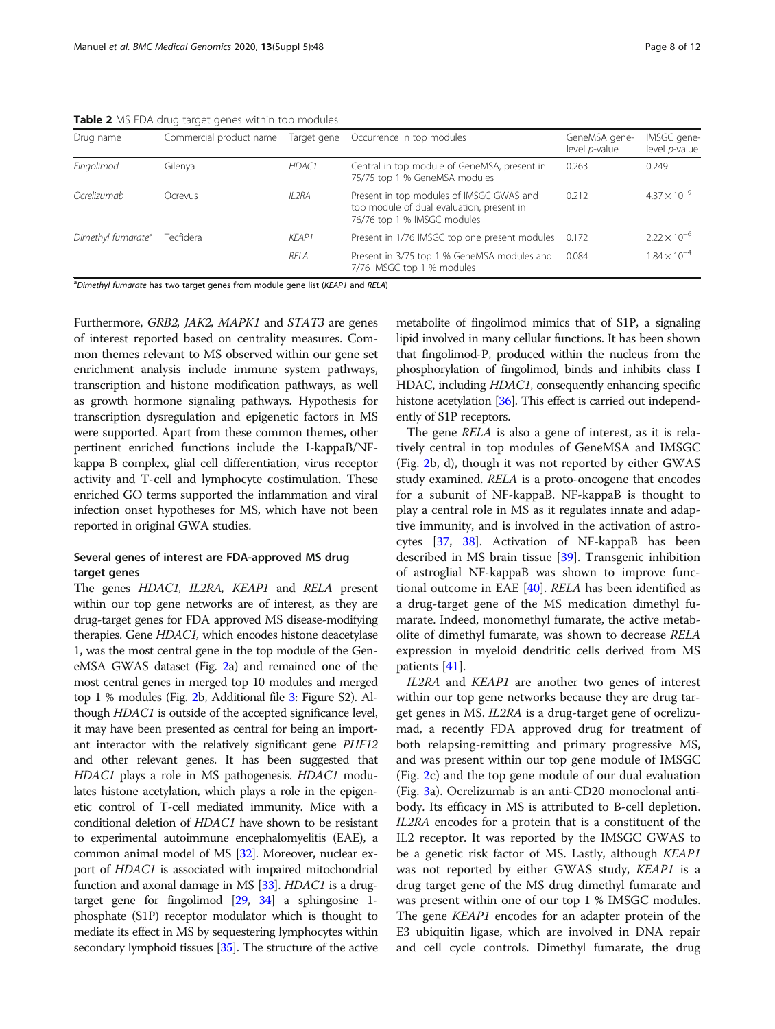**Table 2** MS FDA drug target genes within top modules

| Drug name | Commercial product name | Target gene | Occurrence in top modules | GeneMSA gene-level *p*-value | IMSGC gene-level *p*-value |
|---|---|---|---|---|---|
| *Fingolimod* | Gilenya | *HDAC1* | Central in top module of GeneMSA, present in 75/75 top 1 % GeneMSA modules | 0.263 | 0.249 |
| *Ocrelizumab* | Ocrevus | *IL2RA* | Present in top modules of IMSGC GWAS and top module of dual evaluation, present in 76/76 top 1 % IMSGC modules | 0.212 | $4.37 \times 10^{-9}$ |
| *Dimethyl fumarate*[a] | Tecfidera | *KEAP1* | Present in 1/76 IMSGC top one present modules | 0.172 | $2.22 \times 10^{-6}$ |
| | | *RELA* | Present in 3/75 top 1 % GeneMSA modules and 7/76 IMSGC top 1 % modules | 0.084 | $1.84 \times 10^{-4}$ |

[a]*Dimethyl fumarate* has two target genes from module gene list (*KEAP1* and *RELA*)

Furthermore, *GRB2*, *JAK2*, *MAPK1* and *STAT3* are genes of interest reported based on centrality measures. Common themes relevant to MS observed within our gene set enrichment analysis include immune system pathways, transcription and histone modification pathways, as well as growth hormone signaling pathways. Hypothesis for transcription dysregulation and epigenetic factors in MS were supported. Apart from these common themes, other pertinent enriched functions include the I-kappaB/NF-kappa B complex, glial cell differentiation, virus receptor activity and T-cell and lymphocyte costimulation. These enriched GO terms supported the inflammation and viral infection onset hypotheses for MS, which have not been reported in original GWA studies.

### Several genes of interest are FDA-approved MS drug target genes

The genes *HDAC1*, *IL2RA*, *KEAP1* and *RELA* present within our top gene networks are of interest, as they are drug-target genes for FDA approved MS disease-modifying therapies. Gene *HDAC1*, which encodes histone deacetylase 1, was the most central gene in the top module of the GeneMSA GWAS dataset (Fig. 2a) and remained one of the most central genes in merged top 10 modules and merged top 1 % modules (Fig. 2b, Additional file 3: Figure S2). Although *HDAC1* is outside of the accepted significance level, it may have been presented as central for being an important interactor with the relatively significant gene *PHF12* and other relevant genes. It has been suggested that *HDAC1* plays a role in MS pathogenesis. *HDAC1* modulates histone acetylation, which plays a role in the epigenetic control of T-cell mediated immunity. Mice with a conditional deletion of *HDAC1* have shown to be resistant to experimental autoimmune encephalomyelitis (EAE), a common animal model of MS [32]. Moreover, nuclear export of *HDAC1* is associated with impaired mitochondrial function and axonal damage in MS [33]. *HDAC1* is a drug-target gene for fingolimod [29, 34] a sphingosine 1-phosphate (S1P) receptor modulator which is thought to mediate its effect in MS by sequestering lymphocytes within secondary lymphoid tissues [35]. The structure of the active metabolite of fingolimod mimics that of S1P, a signaling lipid involved in many cellular functions. It has been shown that fingolimod-P, produced within the nucleus from the phosphorylation of fingolimod, binds and inhibits class I HDAC, including *HDAC1*, consequently enhancing specific histone acetylation [36]. This effect is carried out independently of S1P receptors.

The gene *RELA* is also a gene of interest, as it is relatively central in top modules of GeneMSA and IMSGC (Fig. 2b, d), though it was not reported by either GWAS study examined. *RELA* is a proto-oncogene that encodes for a subunit of NF-kappaB. NF-kappaB is thought to play a central role in MS as it regulates innate and adaptive immunity, and is involved in the activation of astrocytes [37, 38]. Activation of NF-kappaB has been described in MS brain tissue [39]. Transgenic inhibition of astroglial NF-kappaB was shown to improve functional outcome in EAE [40]. *RELA* has been identified as a drug-target gene of the MS medication dimethyl fumarate. Indeed, monomethyl fumarate, the active metabolite of dimethyl fumarate, was shown to decrease *RELA* expression in myeloid dendritic cells derived from MS patients [41].

*IL2RA* and *KEAP1* are another two genes of interest within our top gene networks because they are drug target genes in MS. *IL2RA* is a drug-target gene of ocrelizumad, a recently FDA approved drug for treatment of both relapsing-remitting and primary progressive MS, and was present within our top gene module of IMSGC (Fig. 2c) and the top gene module of our dual evaluation (Fig. 3a). Ocrelizumab is an anti-CD20 monoclonal antibody. Its efficacy in MS is attributed to B-cell depletion. *IL2RA* encodes for a protein that is a constituent of the IL2 receptor. It was reported by the IMSGC GWAS to be a genetic risk factor of MS. Lastly, although *KEAP1* was not reported by either GWAS study, *KEAP1* is a drug target gene of the MS drug dimethyl fumarate and was present within one of our top 1 % IMSGC modules. The gene *KEAP1* encodes for an adapter protein of the E3 ubiquitin ligase, which are involved in DNA repair and cell cycle controls. Dimethyl fumarate, the drug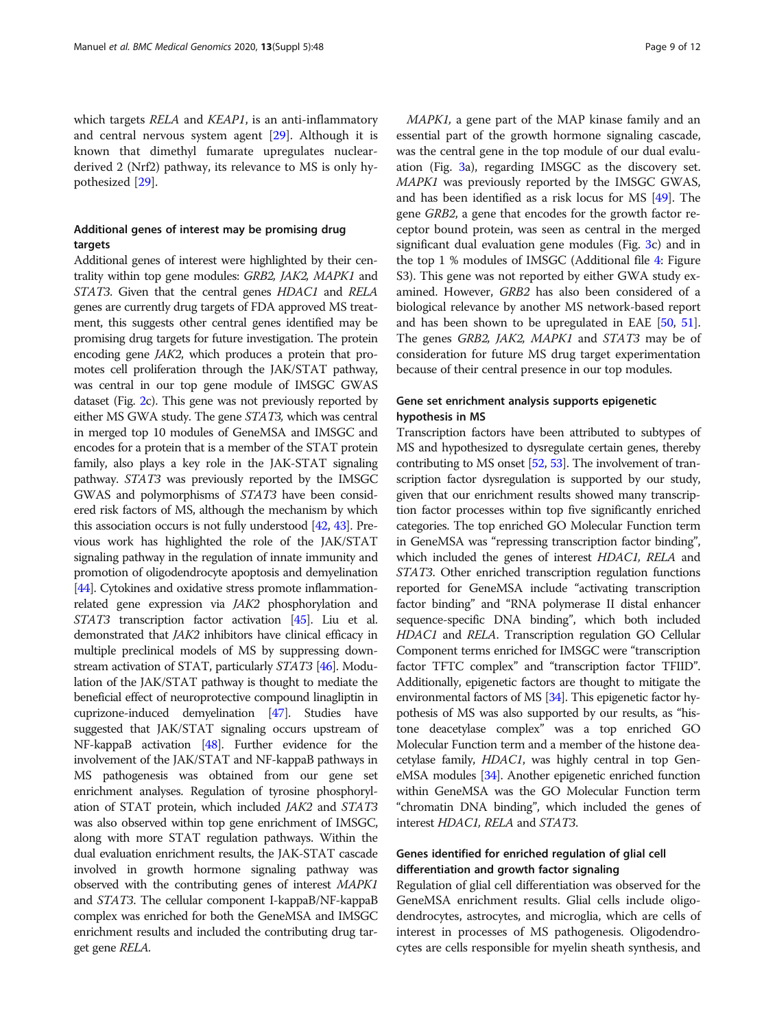which targets *RELA* and *KEAP1*, is an anti-inflammatory and central nervous system agent [29]. Although it is known that dimethyl fumarate upregulates nuclear-derived 2 (Nrf2) pathway, its relevance to MS is only hypothesized [29].

### Additional genes of interest may be promising drug targets

Additional genes of interest were highlighted by their centrality within top gene modules: *GRB2, JAK2, MAPK1* and *STAT3*. Given that the central genes *HDAC1* and *RELA* genes are currently drug targets of FDA approved MS treatment, this suggests other central genes identified may be promising drug targets for future investigation. The protein encoding gene *JAK2*, which produces a protein that promotes cell proliferation through the JAK/STAT pathway, was central in our top gene module of IMSGC GWAS dataset (Fig. 2c). This gene was not previously reported by either MS GWA study. The gene *STAT3*, which was central in merged top 10 modules of GeneMSA and IMSGC and encodes for a protein that is a member of the STAT protein family, also plays a key role in the JAK-STAT signaling pathway. *STAT3* was previously reported by the IMSGC GWAS and polymorphisms of *STAT3* have been considered risk factors of MS, although the mechanism by which this association occurs is not fully understood [42, 43]. Previous work has highlighted the role of the JAK/STAT signaling pathway in the regulation of innate immunity and promotion of oligodendrocyte apoptosis and demyelination [44]. Cytokines and oxidative stress promote inflammation-related gene expression via *JAK2* phosphorylation and *STAT3* transcription factor activation [45]. Liu et al. demonstrated that *JAK2* inhibitors have clinical efficacy in multiple preclinical models of MS by suppressing downstream activation of STAT, particularly *STAT3* [46]. Modulation of the JAK/STAT pathway is thought to mediate the beneficial effect of neuroprotective compound linagliptin in cuprizone-induced demyelination [47]. Studies have suggested that JAK/STAT signaling occurs upstream of NF-kappaB activation [48]. Further evidence for the involvement of the JAK/STAT and NF-kappaB pathways in MS pathogenesis was obtained from our gene set enrichment analyses. Regulation of tyrosine phosphorylation of STAT protein, which included *JAK2* and *STAT3* was also observed within top gene enrichment of IMSGC, along with more STAT regulation pathways. Within the dual evaluation enrichment results, the JAK-STAT cascade involved in growth hormone signaling pathway was observed with the contributing genes of interest *MAPK1* and *STAT3*. The cellular component I-kappaB/NF-kappaB complex was enriched for both the GeneMSA and IMSGC enrichment results and included the contributing drug target gene *RELA*.

*MAPK1*, a gene part of the MAP kinase family and an essential part of the growth hormone signaling cascade, was the central gene in the top module of our dual evaluation (Fig. 3a), regarding IMSGC as the discovery set. *MAPK1* was previously reported by the IMSGC GWAS, and has been identified as a risk locus for MS [49]. The gene *GRB2*, a gene that encodes for the growth factor receptor bound protein, was seen as central in the merged significant dual evaluation gene modules (Fig. 3c) and in the top 1 % modules of IMSGC (Additional file 4: Figure S3). This gene was not reported by either GWA study examined. However, *GRB2* has also been considered of a biological relevance by another MS network-based report and has been shown to be upregulated in EAE [50, 51]. The genes *GRB2, JAK2, MAPK1* and *STAT3* may be of consideration for future MS drug target experimentation because of their central presence in our top modules.

### Gene set enrichment analysis supports epigenetic hypothesis in MS

Transcription factors have been attributed to subtypes of MS and hypothesized to dysregulate certain genes, thereby contributing to MS onset [52, 53]. The involvement of transcription factor dysregulation is supported by our study, given that our enrichment results showed many transcription factor processes within top five significantly enriched categories. The top enriched GO Molecular Function term in GeneMSA was "repressing transcription factor binding", which included the genes of interest *HDAC1, RELA* and *STAT3*. Other enriched transcription regulation functions reported for GeneMSA include "activating transcription factor binding" and "RNA polymerase II distal enhancer sequence-specific DNA binding", which both included *HDAC1* and *RELA*. Transcription regulation GO Cellular Component terms enriched for IMSGC were "transcription factor TFTC complex" and "transcription factor TFIID". Additionally, epigenetic factors are thought to mitigate the environmental factors of MS [34]. This epigenetic factor hypothesis of MS was also supported by our results, as "histone deacetylase complex" was a top enriched GO Molecular Function term and a member of the histone deacetylase family, *HDAC1*, was highly central in top GeneMSA modules [34]. Another epigenetic enriched function within GeneMSA was the GO Molecular Function term "chromatin DNA binding", which included the genes of interest *HDAC1, RELA* and *STAT3*.

### Genes identified for enriched regulation of glial cell differentiation and growth factor signaling

Regulation of glial cell differentiation was observed for the GeneMSA enrichment results. Glial cells include oligodendrocytes, astrocytes, and microglia, which are cells of interest in processes of MS pathogenesis. Oligodendrocytes are cells responsible for myelin sheath synthesis, and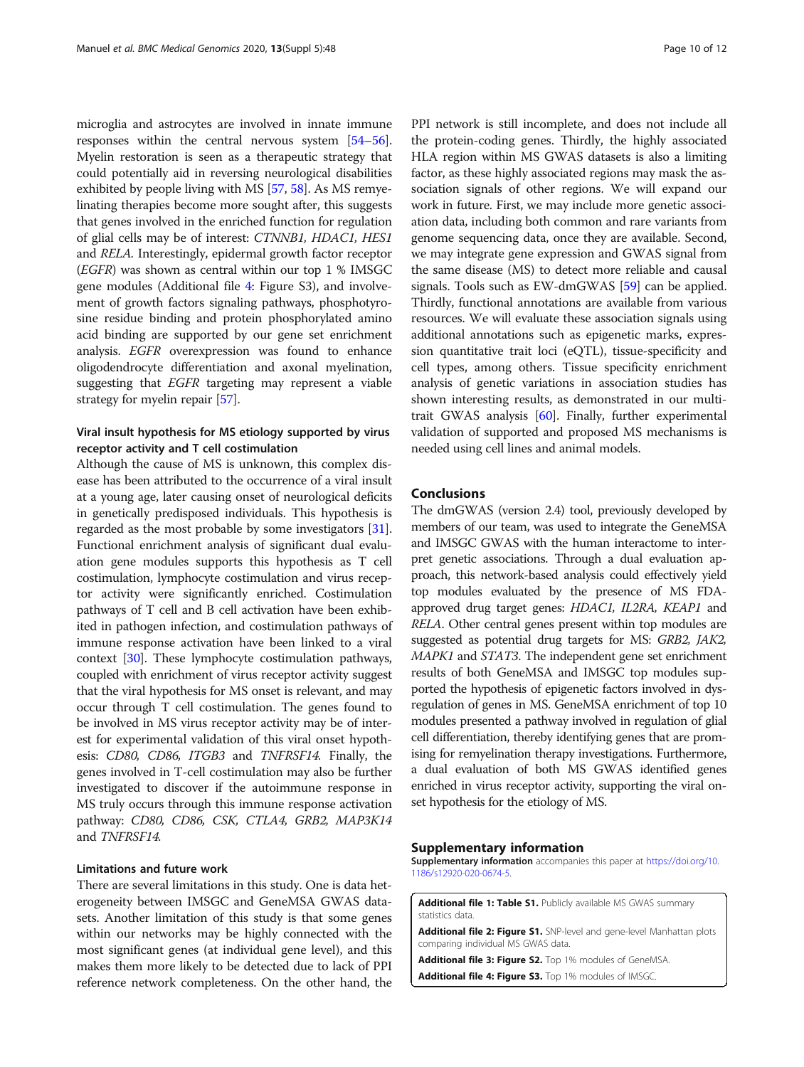microglia and astrocytes are involved in innate immune responses within the central nervous system [54–56]. Myelin restoration is seen as a therapeutic strategy that could potentially aid in reversing neurological disabilities exhibited by people living with MS [57, 58]. As MS remyelinating therapies become more sought after, this suggests that genes involved in the enriched function for regulation of glial cells may be of interest: *CTNNB1, HDAC1, HES1* and *RELA*. Interestingly, epidermal growth factor receptor (*EGFR*) was shown as central within our top 1 % IMSGC gene modules (Additional file 4: Figure S3), and involvement of growth factors signaling pathways, phosphotyrosine residue binding and protein phosphorylated amino acid binding are supported by our gene set enrichment analysis. *EGFR* overexpression was found to enhance oligodendrocyte differentiation and axonal myelination, suggesting that *EGFR* targeting may represent a viable strategy for myelin repair [57].

### Viral insult hypothesis for MS etiology supported by virus receptor activity and T cell costimulation

Although the cause of MS is unknown, this complex disease has been attributed to the occurrence of a viral insult at a young age, later causing onset of neurological deficits in genetically predisposed individuals. This hypothesis is regarded as the most probable by some investigators [31]. Functional enrichment analysis of significant dual evaluation gene modules supports this hypothesis as T cell costimulation, lymphocyte costimulation and virus receptor activity were significantly enriched. Costimulation pathways of T cell and B cell activation have been exhibited in pathogen infection, and costimulation pathways of immune response activation have been linked to a viral context [30]. These lymphocyte costimulation pathways, coupled with enrichment of virus receptor activity suggest that the viral hypothesis for MS onset is relevant, and may occur through T cell costimulation. The genes found to be involved in MS virus receptor activity may be of interest for experimental validation of this viral onset hypothesis: *CD80, CD86, ITGB3* and *TNFRSF14*. Finally, the genes involved in T-cell costimulation may also be further investigated to discover if the autoimmune response in MS truly occurs through this immune response activation pathway: *CD80, CD86, CSK, CTLA4, GRB2, MAP3K14* and *TNFRSF14*.

### Limitations and future work

There are several limitations in this study. One is data heterogeneity between IMSGC and GeneMSA GWAS datasets. Another limitation of this study is that some genes within our networks may be highly connected with the most significant genes (at individual gene level), and this makes them more likely to be detected due to lack of PPI reference network completeness. On the other hand, the PPI network is still incomplete, and does not include all the protein-coding genes. Thirdly, the highly associated HLA region within MS GWAS datasets is also a limiting factor, as these highly associated regions may mask the association signals of other regions. We will expand our work in future. First, we may include more genetic association data, including both common and rare variants from genome sequencing data, once they are available. Second, we may integrate gene expression and GWAS signal from the same disease (MS) to detect more reliable and causal signals. Tools such as EW-dmGWAS [59] can be applied. Thirdly, functional annotations are available from various resources. We will evaluate these association signals using additional annotations such as epigenetic marks, expression quantitative trait loci (eQTL), tissue-specificity and cell types, among others. Tissue specificity enrichment analysis of genetic variations in association studies has shown interesting results, as demonstrated in our multi-trait GWAS analysis [60]. Finally, further experimental validation of supported and proposed MS mechanisms is needed using cell lines and animal models.

## Conclusions

The dmGWAS (version 2.4) tool, previously developed by members of our team, was used to integrate the GeneMSA and IMSGC GWAS with the human interactome to interpret genetic associations. Through a dual evaluation approach, this network-based analysis could effectively yield top modules evaluated by the presence of MS FDA-approved drug target genes: *HDAC1, IL2RA, KEAP1* and *RELA*. Other central genes present within top modules are suggested as potential drug targets for MS: *GRB2, JAK2, MAPK1* and *STAT3*. The independent gene set enrichment results of both GeneMSA and IMSGC top modules supported the hypothesis of epigenetic factors involved in dysregulation of genes in MS. GeneMSA enrichment of top 10 modules presented a pathway involved in regulation of glial cell differentiation, thereby identifying genes that are promising for remyelination therapy investigations. Furthermore, a dual evaluation of both MS GWAS identified genes enriched in virus receptor activity, supporting the viral onset hypothesis for the etiology of MS.

## Supplementary information

**Supplementary information** accompanies this paper at https://doi.org/10.1186/s12920-020-0674-5.

**Additional file 1: Table S1.** Publicly available MS GWAS summary statistics data.

**Additional file 2: Figure S1.** SNP-level and gene-level Manhattan plots comparing individual MS GWAS data.

**Additional file 3: Figure S2.** Top 1% modules of GeneMSA.

**Additional file 4: Figure S3.** Top 1% modules of IMSGC.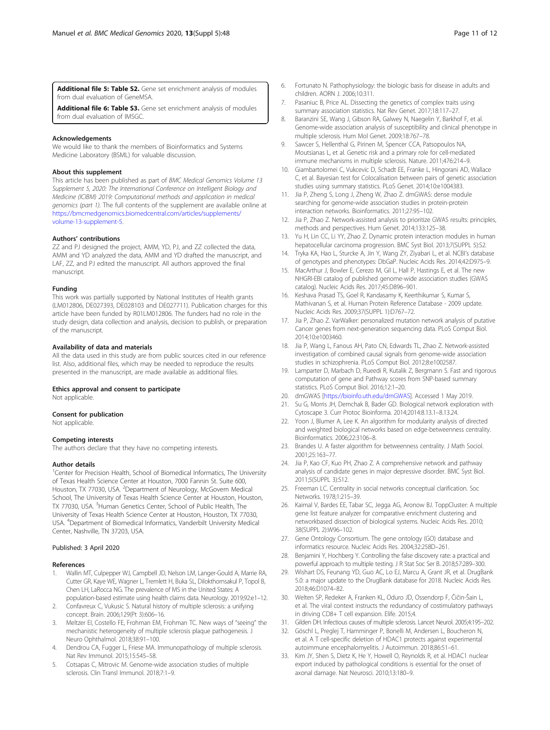**Additional file 5: Table S2.** Gene set enrichment analysis of modules from dual evaluation of GeneMSA.

**Additional file 6: Table S3.** Gene set enrichment analysis of modules from dual evaluation of IMSGC.

### Acknowledgements

We would like to thank the members of Bioinformatics and Systems Medicine Laboratory (BSML) for valuable discussion.

### About this supplement

This article has been published as part of *BMC Medical Genomics Volume 13 Supplement 5, 2020: The International Conference on Intelligent Biology and Medicine (ICIBM) 2019: Computational methods and application in medical genomics (part 1)*. The full contents of the supplement are available online at https://bmcmedgenomics.biomedcentral.com/articles/supplements/volume-13-supplement-5.

### Authors' contributions

ZZ and PJ designed the project, AMM, YD, PJ, and ZZ collected the data, AMM and YD analyzed the data, AMM and YD drafted the manuscript, and LAF, ZZ, and PJ edited the manuscript. All authors approved the final manuscript.

### Funding

This work was partially supported by National Institutes of Health grants (LM012806, DE027393, DE028103 and DE027711). Publication charges for this article have been funded by R01LM012806. The funders had no role in the study design, data collection and analysis, decision to publish, or preparation of the manuscript.

### Availability of data and materials

All the data used in this study are from public sources cited in our reference list. Also, additional files, which may be needed to reproduce the results presented in the manuscript, are made available as additional files.

### Ethics approval and consent to participate

Not applicable.

### Consent for publication

Not applicable.

### Competing interests

The authors declare that they have no competing interests.

### Author details

[1]Center for Precision Health, School of Biomedical Informatics, The University of Texas Health Science Center at Houston, 7000 Fannin St. Suite 600, Houston, TX 77030, USA. [2]Department of Neurology, McGovern Medical School, The University of Texas Health Science Center at Houston, Houston, TX 77030, USA. [3]Human Genetics Center, School of Public Health, The University of Texas Health Science Center at Houston, Houston, TX 77030, USA. [4]Department of Biomedical Informatics, Vanderbilt University Medical Center, Nashville, TN 37203, USA.

Published: 3 April 2020

### References

1. Wallin MT, Culpepper WJ, Campbell JD, Nelson LM, Langer-Gould A, Marrie RA, Cutter GR, Kaye WE, Wagner L, Tremlett H, Buka SL, Dilokthornsakul P, Topol B, Chen LH, LaRocca NG. The prevalence of MS in the United States: A population-based estimate using health claims data. Neurology. 2019;92:e1–12.
2. Confavreux C, Vukusic S. Natural history of multiple sclerosis: a unifying concept. Brain. 2006;129(Pt 3):606–16.
3. Meltzer EI, Costello FE, Frohman EM, Frohman TC. New ways of "seeing" the mechanistic heterogeneity of multiple sclerosis plaque pathogenesis. J Neuro Ophthalmol. 2018;38:91–100.
4. Dendrou CA, Fugger L, Friese MA. Immunopathology of multiple sclerosis. Nat Rev Immunol. 2015;15:545–58.
5. Cotsapas C, Mitrovic M. Genome-wide association studies of multiple sclerosis. Clin Transl Immunol. 2018;7:1–9.
6. Fortunato N. Pathophysiology: the biologic basis for disease in adults and children. AORN J. 2006;10:311.
7. Pasaniuc B, Price AL. Dissecting the genetics of complex traits using summary association statistics. Nat Rev Genet. 2017;18:117–27.
8. Baranzini SE, Wang J, Gibson RA, Galwey N, Naegelin Y, Barkhof F, et al. Genome-wide association analysis of susceptibility and clinical phenotype in multiple sclerosis. Hum Mol Genet. 2009;18:767–78.
9. Sawcer S, Hellenthal G, Pirinen M, Spencer CCA, Patsopoulos NA, Moutsianas L, et al. Genetic risk and a primary role for cell-mediated immune mechanisms in multiple sclerosis. Nature. 2011;476:214–9.
10. Giambartolomei C, Vukcevic D, Schadt EE, Franke L, Hingorani AD, Wallace C, et al. Bayesian test for Colocalisation between pairs of genetic association studies using summary statistics. PLoS Genet. 2014;10:e1004383.
11. Jia P, Zheng S, Long J, Zheng W, Zhao Z. dmGWAS: dense module searching for genome-wide association studies in protein-protein interaction networks. Bioinformatics. 2011;27:95–102.
12. Jia P, Zhao Z. Network-assisted analysis to prioritize GWAS results: principles, methods and perspectives. Hum Genet. 2014;133:125–38.
13. Yu H, Lin CC, Li YY, Zhao Z. Dynamic protein interaction modules in human hepatocellular carcinoma progression. BMC Syst Biol. 2013;7(SUPPL 5):S2.
14. Tryka KA, Hao L, Sturcke A, Jin Y, Wang ZY, Ziyabari L, et al. NCBI's database of genotypes and phenotypes: DbGaP. Nucleic Acids Res. 2014;42:D975–9.
15. MacArthur J, Bowler E, Cerezo M, Gil L, Hall P, Hastings E, et al. The new NHGRI-EBI catalog of published genome-wide association studies (GWAS catalog). Nucleic Acids Res. 2017;45:D896–901.
16. Keshava Prasad TS, Goel R, Kandasamy K, Keerthikumar S, Kumar S, Mathivanan S, et al. Human Protein Reference Database - 2009 update. Nucleic Acids Res. 2009;37(SUPPL 1):D767–72.
17. Jia P, Zhao Z. VarWalker: personalized mutation network analysis of putative Cancer genes from next-generation sequencing data. PLoS Comput Biol. 2014;10:e1003460.
18. Jia P, Wang L, Fanous AH, Pato CN, Edwards TL, Zhao Z. Network-assisted investigation of combined causal signals from genome-wide association studies in schizophrenia. PLoS Comput Biol. 2012;8:e1002587.
19. Lamparter D, Marbach D, Rueedi R, Kutalik Z, Bergmann S. Fast and rigorous computation of gene and Pathway scores from SNP-based summary statistics. PLoS Comput Biol. 2016;12:1–20.
20. dmGWAS [https://bioinfo.uth.edu/dmGWAS]. Accessed 1 May 2019.
21. Su G, Morris JH, Demchak B, Bader GD. Biological network exploration with Cytoscape 3. Curr Protoc Bioinforma. 2014;2014:8.13.1–8.13.24.
22. Yoon J, Blumer A, Lee K. An algorithm for modularity analysis of directed and weighted biological networks based on edge-betweenness centrality. Bioinformatics. 2006;22:3106–8.
23. Brandes U. A faster algorithm for betweenness centrality. J Math Sociol. 2001;25:163–77.
24. Jia P, Kao CF, Kuo PH, Zhao Z. A comprehensive network and pathway analysis of candidate genes in major depressive disorder. BMC Syst Biol. 2011;5(SUPPL 3):S12.
25. Freeman LC. Centrality in social networks conceptual clarification. Soc Networks. 1978;1:215–39.
26. Kaimal V, Bardes EE, Tabar SC, Jegga AG, Aronow BJ. ToppCluster: A multiple gene list feature analyzer for comparative enrichment clustering and networkbased dissection of biological systems. Nucleic Acids Res. 2010; 38(SUPPL 2):W96–102.
27. Gene Ontology Consortium. The gene ontology (GO) database and informatics resource. Nucleic Acids Res. 2004;32:258D–261.
28. Benjamini Y, Hochberg Y. Controlling the false discovery rate: a practical and powerful approach to multiple testing. J R Stat Soc Ser B. 2018;57:289–300.
29. Wishart DS, Feunang YD, Guo AC, Lo EJ, Marcu A, Grant JR, et al. DrugBank 5.0: a major update to the DrugBank database for 2018. Nucleic Acids Res. 2018;46:D1074–82.
30. Welten SP, Redeker A, Franken KL, Oduro JD, Ossendorp F, Čičin-Šain L, et al. The viral context instructs the redundancy of costimulatory pathways in driving CD8+ T cell expansion. Elife. 2015;4.
31. Gilden DH. Infectious causes of multiple sclerosis. Lancet Neurol. 2005;4:195–202.
32. Göschl L, Preglej T, Hamminger P, Bonelli M, Andersen L, Boucheron N, et al. A T cell-specific deletion of HDAC1 protects against experimental autoimmune encephalomyelitis. J Autoimmun. 2018;86:51–61.
33. Kim JY, Shen S, Dietz K, He Y, Howell O, Reynolds R, et al. HDAC1 nuclear export induced by pathological conditions is essential for the onset of axonal damage. Nat Neurosci. 2010;13:180–9.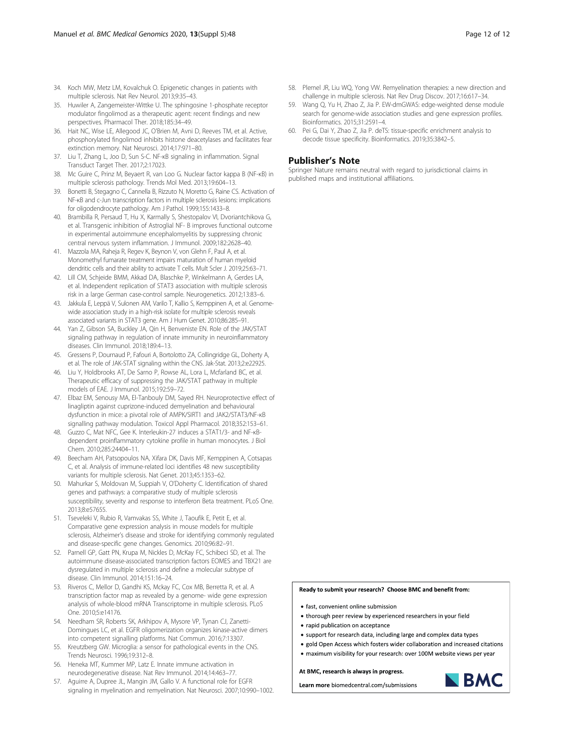34. Koch MW, Metz LM, Kovalchuk O. Epigenetic changes in patients with multiple sclerosis. Nat Rev Neurol. 2013;9:35–43.
35. Huwiler A, Zangemeister-Wittke U. The sphingosine 1-phosphate receptor modulator fingolimod as a therapeutic agent: recent findings and new perspectives. Pharmacol Ther. 2018;185:34–49.
36. Hait NC, Wise LE, Allegood JC, O'Brien M, Avni D, Reeves TM, et al. Active, phosphorylated fingolimod inhibits histone deacetylases and facilitates fear extinction memory. Nat Neurosci. 2014;17:971–80.
37. Liu T, Zhang L, Joo D, Sun S-C. NF-κB signaling in inflammation. Signal Transduct Target Ther. 2017;2:17023.
38. Mc Guire C, Prinz M, Beyaert R, van Loo G. Nuclear factor kappa B (NF-κB) in multiple sclerosis pathology. Trends Mol Med. 2013;19:604–13.
39. Bonetti B, Stegagno C, Cannella B, Rizzuto N, Moretto G, Raine CS. Activation of NF-κB and c-Jun transcription factors in multiple sclerosis lesions: implications for oligodendrocyte pathology. Am J Pathol. 1999;155:1433–8.
40. Brambilla R, Persaud T, Hu X, Karmally S, Shestopalov VI, Dvoriantchikova G, et al. Transgenic inhibition of Astroglial NF- B improves functional outcome in experimental autoimmune encephalomyelitis by suppressing chronic central nervous system inflammation. J Immunol. 2009;182:2628–40.
41. Mazzola MA, Raheja R, Regev K, Beynon V, von Glehn F, Paul A, et al. Monomethyl fumarate treatment impairs maturation of human myeloid dendritic cells and their ability to activate T cells. Mult Scler J. 2019;25:63–71.
42. Lill CM, Schjeide BMM, Akkad DA, Blaschke P, Winkelmann A, Gerdes LA, et al. Independent replication of STAT3 association with multiple sclerosis risk in a large German case-control sample. Neurogenetics. 2012;13:83–6.
43. Jakkula E, Leppä V, Sulonen AM, Varilo T, Kallio S, Kemppinen A, et al. Genome-wide association study in a high-risk isolate for multiple sclerosis reveals associated variants in STAT3 gene. Am J Hum Genet. 2010;86:285–91.
44. Yan Z, Gibson SA, Buckley JA, Qin H, Benveniste EN. Role of the JAK/STAT signaling pathway in regulation of innate immunity in neuroinflammatory diseases. Clin Immunol. 2018;189:4–13.
45. Gressens P, Dournaud P, Fafouri A, Bortolotto ZA, Collingridge GL, Doherty A, et al. The role of JAK-STAT signaling within the CNS. Jak-Stat. 2013;2:e22925.
46. Liu Y, Holdbrooks AT, De Sarno P, Rowse AL, Lora L, Mcfarland BC, et al. Therapeutic efficacy of suppressing the JAK/STAT pathway in multiple models of EAE. J Immunol. 2015;192:59–72.
47. Elbaz EM, Senousy MA, El-Tanbouly DM, Sayed RH. Neuroprotective effect of linagliptin against cuprizone-induced demyelination and behavioural dysfunction in mice: a pivotal role of AMPK/SIRT1 and JAK2/STAT3/NF-κB signalling pathway modulation. Toxicol Appl Pharmacol. 2018;352:153–61.
48. Guzzo C, Mat NFC, Gee K. Interleukin-27 induces a STAT1/3- and NF-κB-dependent proinflammatory cytokine profile in human monocytes. J Biol Chem. 2010;285:24404–11.
49. Beecham AH, Patsopoulos NA, Xifara DK, Davis MF, Kemppinen A, Cotsapas C, et al. Analysis of immune-related loci identifies 48 new susceptibility variants for multiple sclerosis. Nat Genet. 2013;45:1353–62.
50. Mahurkar S, Moldovan M, Suppiah V, O'Doherty C. Identification of shared genes and pathways: a comparative study of multiple sclerosis susceptibility, severity and response to interferon Beta treatment. PLoS One. 2013;8:e57655.
51. Tseveleki V, Rubio R, Vamvakas SS, White J, Taoufik E, Petit E, et al. Comparative gene expression analysis in mouse models for multiple sclerosis, Alzheimer's disease and stroke for identifying commonly regulated and disease-specific gene changes. Genomics. 2010;96:82–91.
52. Parnell GP, Gatt PN, Krupa M, Nickles D, McKay FC, Schibeci SD, et al. The autoimmune disease-associated transcription factors EOMES and TBX21 are dysregulated in multiple sclerosis and define a molecular subtype of disease. Clin Immunol. 2014;151:16–24.
53. Riveros C, Mellor D, Gandhi KS, Mckay FC, Cox MB, Berretta R, et al. A transcription factor map as revealed by a genome- wide gene expression analysis of whole-blood mRNA Transcriptome in multiple sclerosis. PLoS One. 2010;5:e14176.
54. Needham SR, Roberts SK, Arkhipov A, Mysore VP, Tynan CJ, Zanetti-Domingues LC, et al. EGFR oligomerization organizes kinase-active dimers into competent signalling platforms. Nat Commun. 2016;7:13307.
55. Kreutzberg GW. Microglia: a sensor for pathological events in the CNS. Trends Neurosci. 1996;19:312–8.
56. Heneka MT, Kummer MP, Latz E. Innate immune activation in neurodegenerative disease. Nat Rev Immunol. 2014;14:463–77.
57. Aguirre A, Dupree JL, Mangin JM, Gallo V. A functional role for EGFR signaling in myelination and remyelination. Nat Neurosci. 2007;10:990–1002.
58. Plemel JR, Liu WQ, Yong VW. Remyelination therapies: a new direction and challenge in multiple sclerosis. Nat Rev Drug Discov. 2017;16:617–34.
59. Wang Q, Yu H, Zhao Z, Jia P. EW-dmGWAS: edge-weighted dense module search for genome-wide association studies and gene expression profiles. Bioinformatics. 2015;31:2591–4.
60. Pei G, Dai Y, Zhao Z, Jia P. deTS: tissue-specific enrichment analysis to decode tissue specificity. Bioinformatics. 2019;35:3842–5.

## Publisher's Note

Springer Nature remains neutral with regard to jurisdictional claims in published maps and institutional affiliations.

**Ready to submit your research? Choose BMC and benefit from:**

- fast, convenient online submission
- thorough peer review by experienced researchers in your field
- rapid publication on acceptance
- support for research data, including large and complex data types
- gold Open Access which fosters wider collaboration and increased citations
- maximum visibility for your research: over 100M website views per year

**At BMC, research is always in progress.**

**Learn more** biomedcentral.com/submissions

BMC